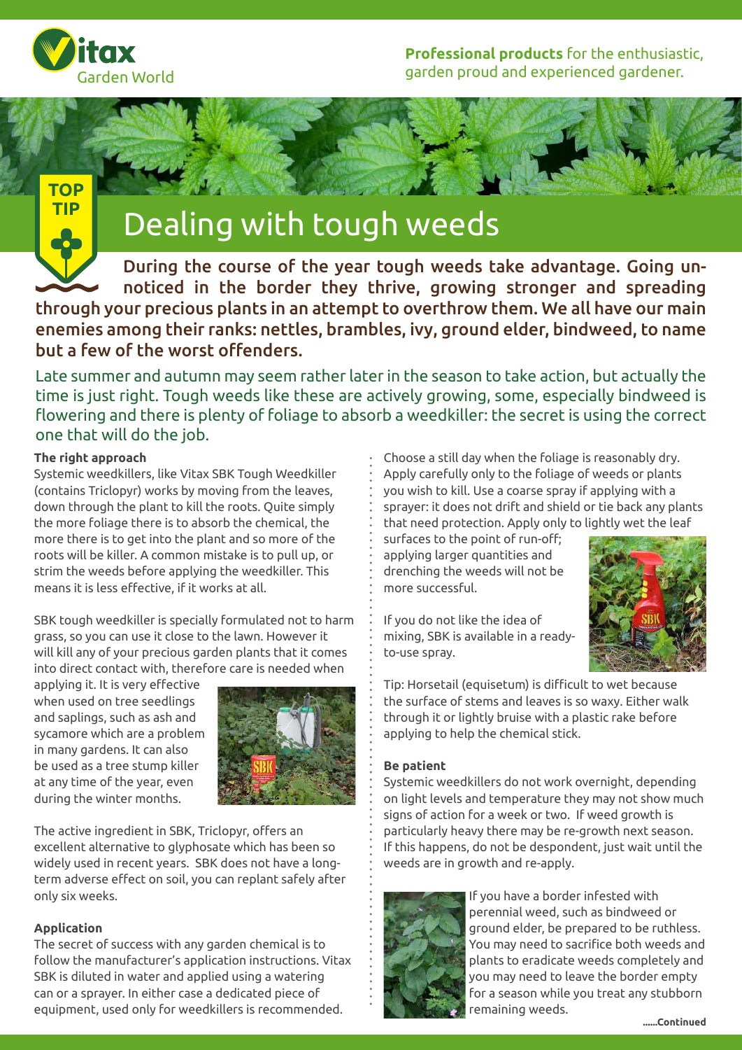Vitax Garden World

**Professional products** for the enthusiastic, garden proud and experienced gardener.

TOP TIP

# Dealing with tough weeds

During the course of the year tough weeds take advantage. Going unnoticed in the border they thrive, growing stronger and spreading through your precious plants in an attempt to overthrow them. We all have our main enemies among their ranks: nettles, brambles, ivy, ground elder, bindweed, to name but a few of the worst offenders.

Late summer and autumn may seem rather later in the season to take action, but actually the time is just right. Tough weeds like these are actively growing, some, especially bindweed is flowering and there is plenty of foliage to absorb a weedkiller: the secret is using the correct one that will do the job.

**The right approach**

Systemic weedkillers, like Vitax SBK Tough Weedkiller (contains Triclopyr) works by moving from the leaves, down through the plant to kill the roots. Quite simply the more foliage there is to absorb the chemical, the more there is to get into the plant and so more of the roots will be killer. A common mistake is to pull up, or strim the weeds before applying the weedkiller. This means it is less effective, if it works at all.

SBK tough weedkiller is specially formulated not to harm grass, so you can use it close to the lawn. However it will kill any of your precious garden plants that it comes into direct contact with, therefore care is needed when applying it. It is very effective when used on tree seedlings and saplings, such as ash and sycamore which are a problem in many gardens. It can also be used as a tree stump killer at any time of the year, even during the winter months.

The active ingredient in SBK, Triclopyr, offers an excellent alternative to glyphosate which has been so widely used in recent years. SBK does not have a long-term adverse effect on soil, you can replant safely after only six weeks.

**Application**

The secret of success with any garden chemical is to follow the manufacturer's application instructions. Vitax SBK is diluted in water and applied using a watering can or a sprayer. In either case a dedicated piece of equipment, used only for weedkillers is recommended.

Choose a still day when the foliage is reasonably dry. Apply carefully only to the foliage of weeds or plants you wish to kill. Use a coarse spray if applying with a sprayer: it does not drift and shield or tie back any plants that need protection. Apply only to lightly wet the leaf surfaces to the point of run-off; applying larger quantities and drenching the weeds will not be more successful.

If you do not like the idea of mixing, SBK is available in a ready-to-use spray.

Tip: Horsetail (equisetum) is difficult to wet because the surface of stems and leaves is so waxy. Either walk through it or lightly bruise with a plastic rake before applying to help the chemical stick.

**Be patient**

Systemic weedkillers do not work overnight, depending on light levels and temperature they may not show much signs of action for a week or two. If weed growth is particularly heavy there may be re-growth next season. If this happens, do not be despondent, just wait until the weeds are in growth and re-apply.

If you have a border infested with perennial weed, such as bindweed or ground elder, be prepared to be ruthless. You may need to sacrifice both weeds and plants to eradicate weeds completely and you may need to leave the border empty for a season while you treat any stubborn remaining weeds.

......Continued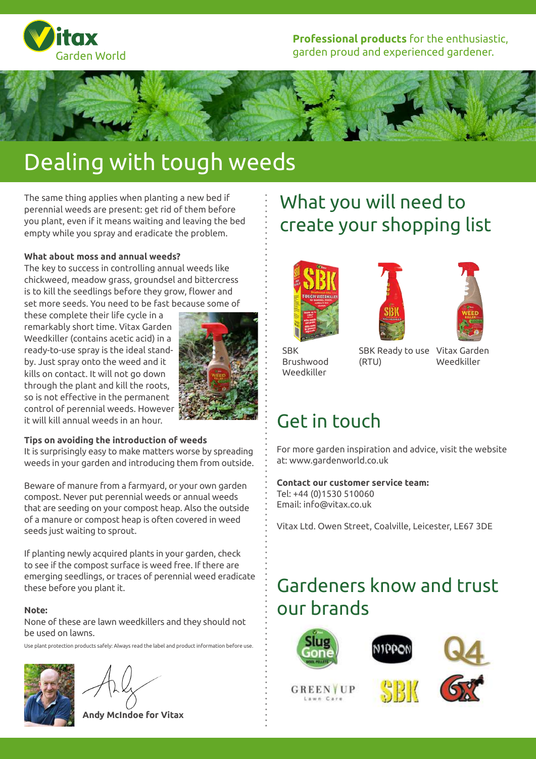Professional products for the enthusiastic, garden proud and experienced gardener.

# Dealing with tough weeds

The same thing applies when planting a new bed if perennial weeds are present: get rid of them before you plant, even if it means waiting and leaving the bed empty while you spray and eradicate the problem.

**What about moss and annual weeds?**

The key to success in controlling annual weeds like chickweed, meadow grass, groundsel and bittercress is to kill the seedlings before they grow, flower and set more seeds. You need to be fast because some of these complete their life cycle in a remarkably short time. Vitax Garden Weedkiller (contains acetic acid) in a ready-to-use spray is the ideal stand-by. Just spray onto the weed and it kills on contact. It will not go down through the plant and kill the roots, so is not effective in the permanent control of perennial weeds. However it will kill annual weeds in an hour.

**Tips on avoiding the introduction of weeds**

It is surprisingly easy to make matters worse by spreading weeds in your garden and introducing them from outside.

Beware of manure from a farmyard, or your own garden compost. Never put perennial weeds or annual weeds that are seeding on your compost heap. Also the outside of a manure or compost heap is often covered in weed seeds just waiting to sprout.

If planting newly acquired plants in your garden, check to see if the compost surface is weed free. If there are emerging seedlings, or traces of perennial weed eradicate these before you plant it.

**Note:**

None of these are lawn weedkillers and they should not be used on lawns.

Use plant protection products safely: Always read the label and product information before use.

**Andy McIndoe for Vitax**

## What you will need to create your shopping list

- SBK Brushwood Weedkiller
- SBK Ready to use (RTU)
- Vitax Garden Weedkiller

## Get in touch

For more garden inspiration and advice, visit the website at: www.gardenworld.co.uk

**Contact our customer service team:**
Tel: +44 (0)1530 510060
Email: info@vitax.co.uk

Vitax Ltd. Owen Street, Coalville, Leicester, LE67 3DE

## Gardeners know and trust our brands